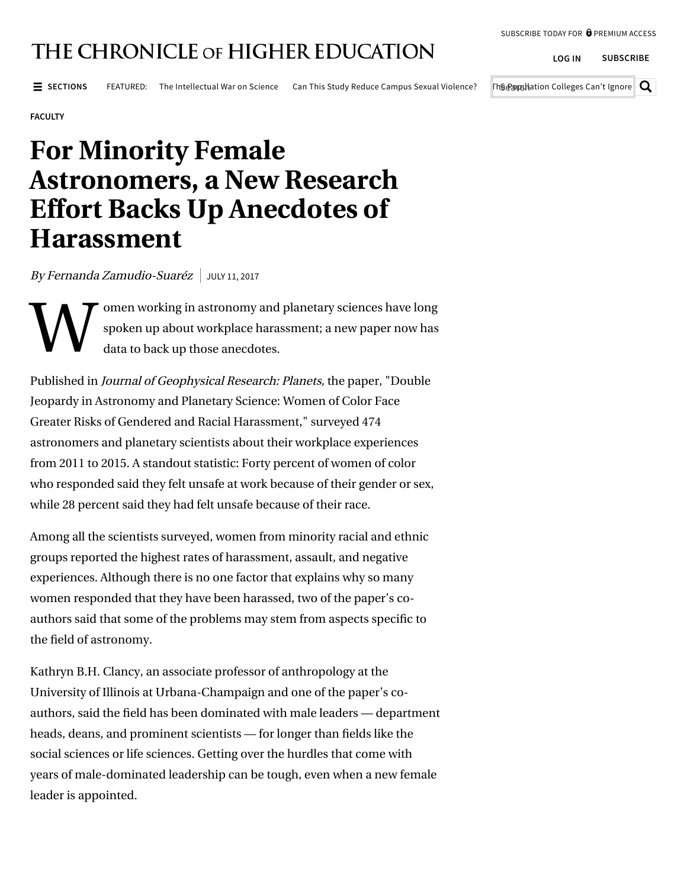FACULTY

# For Minority Female Astronomers, a New Research Effort Backs Up Anecdotes of Harassment

*By Fernanda Zamudio-Suaréz* | JULY 11, 2017

Women working in astronomy and planetary sciences have long spoken up about workplace harassment; a new paper now has data to back up those anecdotes.

Published in *Journal of Geophysical Research: Planets,* the paper, "Double Jeopardy in Astronomy and Planetary Science: Women of Color Face Greater Risks of Gendered and Racial Harassment," surveyed 474 astronomers and planetary scientists about their workplace experiences from 2011 to 2015. A standout statistic: Forty percent of women of color who responded said they felt unsafe at work because of their gender or sex, while 28 percent said they had felt unsafe because of their race.

Among all the scientists surveyed, women from minority racial and ethnic groups reported the highest rates of harassment, assault, and negative experiences. Although there is no one factor that explains why so many women responded that they have been harassed, two of the paper's co-authors said that some of the problems may stem from aspects specific to the field of astronomy.

Kathryn B.H. Clancy, an associate professor of anthropology at the University of Illinois at Urbana-Champaign and one of the paper's co-authors, said the field has been dominated with male leaders — department heads, deans, and prominent scientists — for longer than fields like the social sciences or life sciences. Getting over the hurdles that come with years of male-dominated leadership can be tough, even when a new female leader is appointed.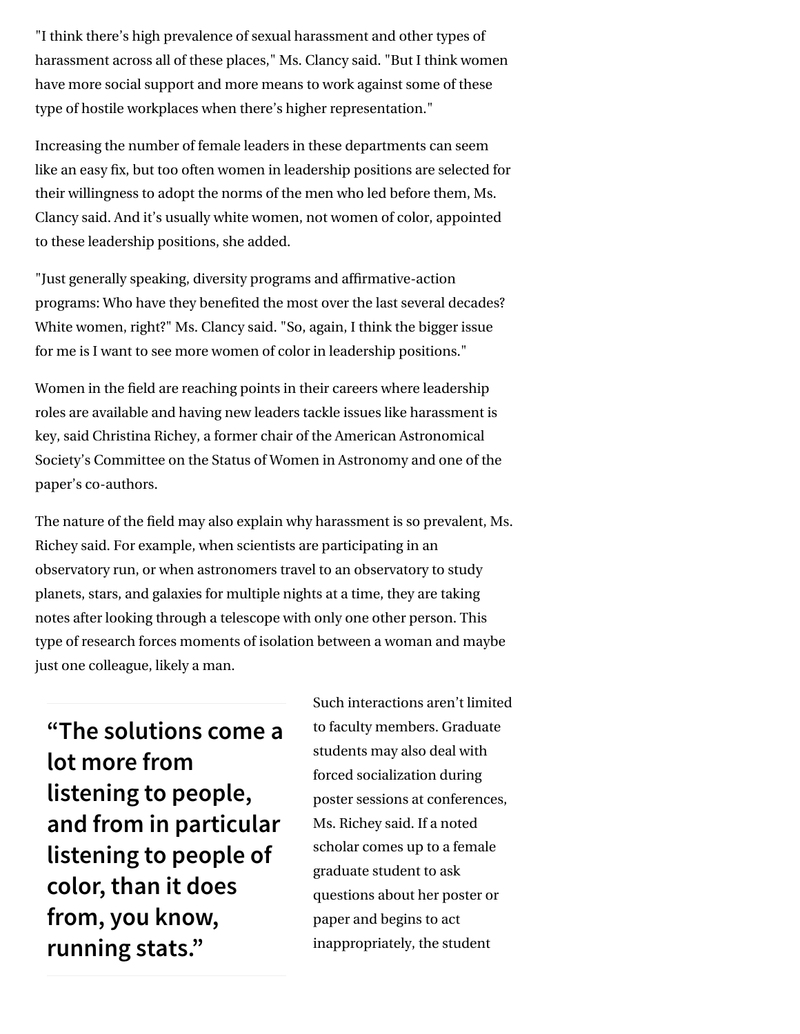"I think there's high prevalence of sexual harassment and other types of harassment across all of these places," Ms. Clancy said. "But I think women have more social support and more means to work against some of these type of hostile workplaces when there's higher representation."

Increasing the number of female leaders in these departments can seem like an easy fix, but too often women in leadership positions are selected for their willingness to adopt the norms of the men who led before them, Ms. Clancy said. And it's usually white women, not women of color, appointed to these leadership positions, she added.

"Just generally speaking, diversity programs and affirmative-action programs: Who have they benefited the most over the last several decades? White women, right?" Ms. Clancy said. "So, again, I think the bigger issue for me is I want to see more women of color in leadership positions."

Women in the field are reaching points in their careers where leadership roles are available and having new leaders tackle issues like harassment is key, said Christina Richey, a former chair of the American Astronomical Society's Committee on the Status of Women in Astronomy and one of the paper's co-authors.

The nature of the field may also explain why harassment is so prevalent, Ms. Richey said. For example, when scientists are participating in an observatory run, or when astronomers travel to an observatory to study planets, stars, and galaxies for multiple nights at a time, they are taking notes after looking through a telescope with only one other person. This type of research forces moments of isolation between a woman and maybe just one colleague, likely a man.

> **"The solutions come a lot more from listening to people, and from in particular listening to people of color, than it does from, you know, running stats."**

Such interactions aren't limited to faculty members. Graduate students may also deal with forced socialization during poster sessions at conferences, Ms. Richey said. If a noted scholar comes up to a female graduate student to ask questions about her poster or paper and begins to act inappropriately, the student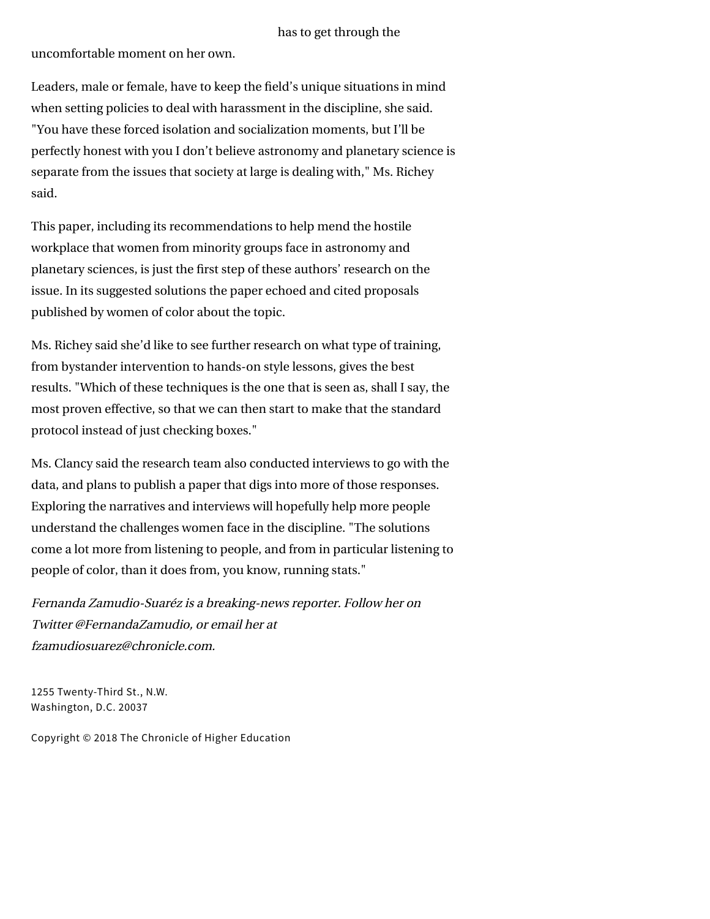has to get through the uncomfortable moment on her own.

Leaders, male or female, have to keep the field's unique situations in mind when setting policies to deal with harassment in the discipline, she said. "You have these forced isolation and socialization moments, but I'll be perfectly honest with you I don't believe astronomy and planetary science is separate from the issues that society at large is dealing with," Ms. Richey said.

This paper, including its recommendations to help mend the hostile workplace that women from minority groups face in astronomy and planetary sciences, is just the first step of these authors' research on the issue. In its suggested solutions the paper echoed and cited proposals published by women of color about the topic.

Ms. Richey said she'd like to see further research on what type of training, from bystander intervention to hands-on style lessons, gives the best results. "Which of these techniques is the one that is seen as, shall I say, the most proven effective, so that we can then start to make that the standard protocol instead of just checking boxes."

Ms. Clancy said the research team also conducted interviews to go with the data, and plans to publish a paper that digs into more of those responses. Exploring the narratives and interviews will hopefully help more people understand the challenges women face in the discipline. "The solutions come a lot more from listening to people, and from in particular listening to people of color, than it does from, you know, running stats."

*Fernanda Zamudio-Suaréz is a breaking-news reporter. Follow her on Twitter @FernandaZamudio, or email her at fzamudiosuarez@chronicle.com.*

1255 Twenty-Third St., N.W.
Washington, D.C. 20037

Copyright © 2018 The Chronicle of Higher Education